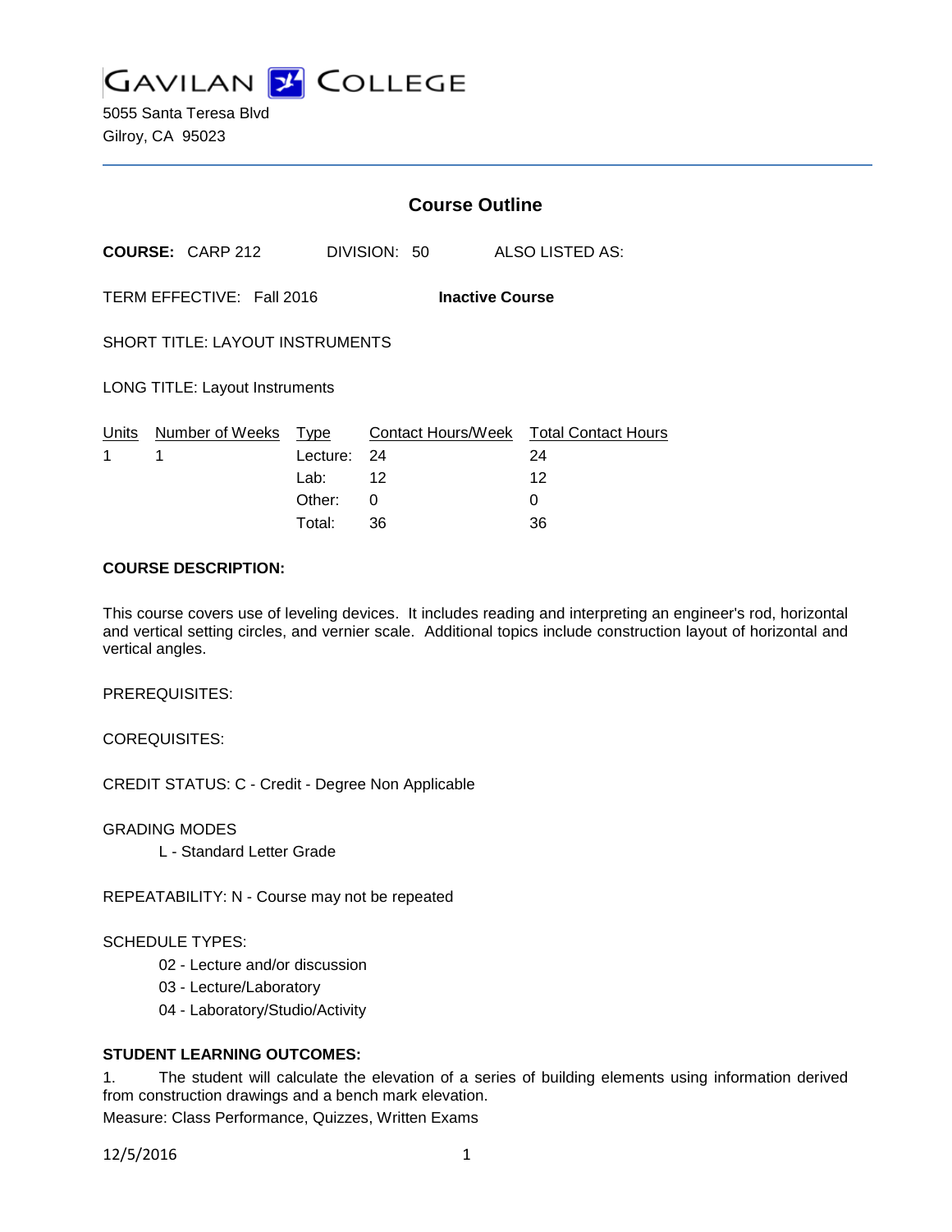# GAVILAN COLLEGE

5055 Santa Teresa Blvd
Gilroy, CA 95023

## Course Outline

**COURSE:** CARP 212 DIVISION: 50 ALSO LISTED AS:

TERM EFFECTIVE: Fall 2016 **Inactive Course**

SHORT TITLE: LAYOUT INSTRUMENTS

LONG TITLE: Layout Instruments

| Units | Number of Weeks | Type | Contact Hours/Week | Total Contact Hours |
|---|---|---|---|---|
| 1 | 1 | Lecture: | 24 | 24 |
| | | Lab: | 12 | 12 |
| | | Other: | 0 | 0 |
| | | Total: | 36 | 36 |

**COURSE DESCRIPTION:**

This course covers use of leveling devices. It includes reading and interpreting an engineer's rod, horizontal and vertical setting circles, and vernier scale. Additional topics include construction layout of horizontal and vertical angles.

PREREQUISITES:

COREQUISITES:

CREDIT STATUS: C - Credit - Degree Non Applicable

GRADING MODES

L - Standard Letter Grade

REPEATABILITY: N - Course may not be repeated

SCHEDULE TYPES:

02 - Lecture and/or discussion
03 - Lecture/Laboratory
04 - Laboratory/Studio/Activity

**STUDENT LEARNING OUTCOMES:**

1. The student will calculate the elevation of a series of building elements using information derived from construction drawings and a bench mark elevation.
Measure: Class Performance, Quizzes, Written Exams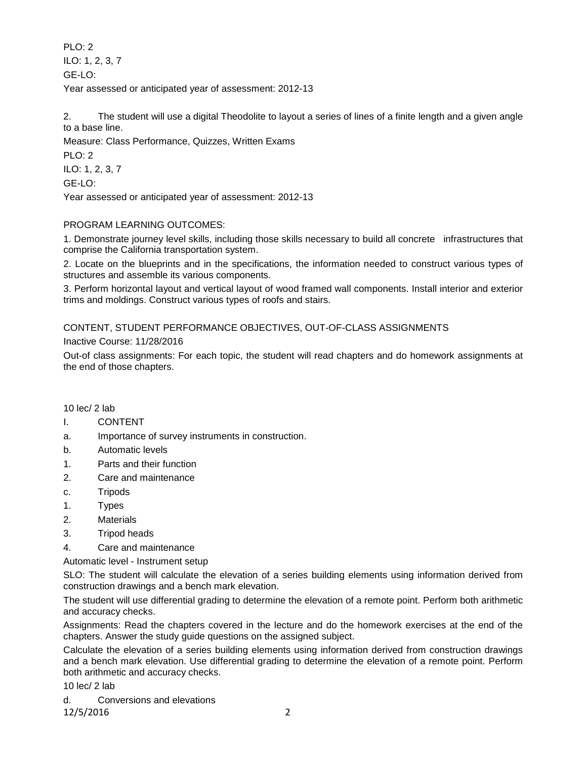PLO: 2

ILO: 1, 2, 3, 7

GE-LO:

Year assessed or anticipated year of assessment: 2012-13

2. The student will use a digital Theodolite to layout a series of lines of a finite length and a given angle to a base line.

Measure: Class Performance, Quizzes, Written Exams

PLO: 2

ILO: 1, 2, 3, 7

GE-LO:

Year assessed or anticipated year of assessment: 2012-13

PROGRAM LEARNING OUTCOMES:

1. Demonstrate journey level skills, including those skills necessary to build all concrete infrastructures that comprise the California transportation system.

2. Locate on the blueprints and in the specifications, the information needed to construct various types of structures and assemble its various components.

3. Perform horizontal layout and vertical layout of wood framed wall components. Install interior and exterior trims and moldings. Construct various types of roofs and stairs.

CONTENT, STUDENT PERFORMANCE OBJECTIVES, OUT-OF-CLASS ASSIGNMENTS

Inactive Course: 11/28/2016

Out-of class assignments: For each topic, the student will read chapters and do homework assignments at the end of those chapters.

10 lec/ 2 lab

I. CONTENT

a. Importance of survey instruments in construction.

b. Automatic levels

1. Parts and their function

2. Care and maintenance

c. Tripods

1. Types

2. Materials

3. Tripod heads

4. Care and maintenance

Automatic level - Instrument setup

SLO: The student will calculate the elevation of a series building elements using information derived from construction drawings and a bench mark elevation.

The student will use differential grading to determine the elevation of a remote point. Perform both arithmetic and accuracy checks.

Assignments: Read the chapters covered in the lecture and do the homework exercises at the end of the chapters. Answer the study guide questions on the assigned subject.

Calculate the elevation of a series building elements using information derived from construction drawings and a bench mark elevation. Use differential grading to determine the elevation of a remote point. Perform both arithmetic and accuracy checks.

10 lec/ 2 lab

d. Conversions and elevations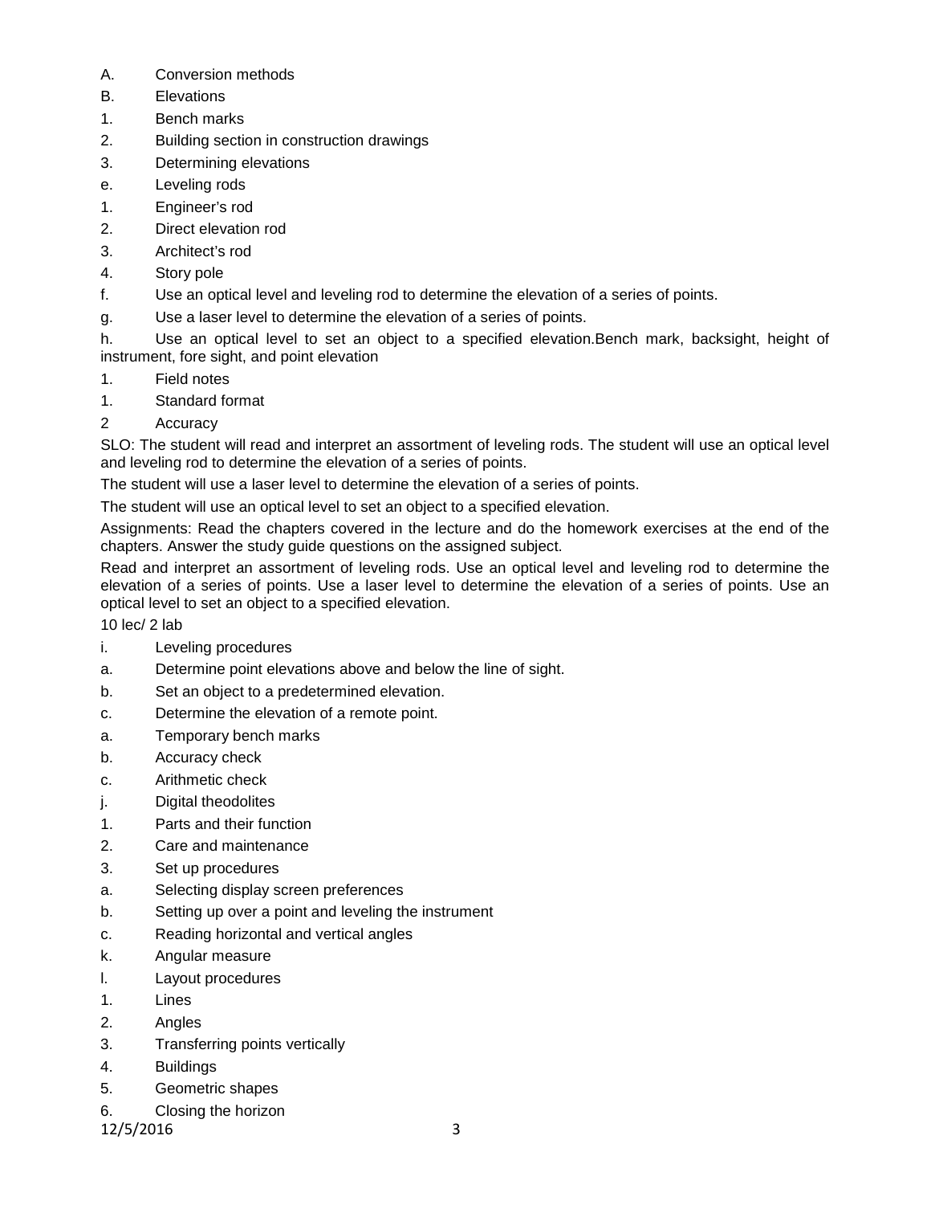A. Conversion methods

B. Elevations

1. Bench marks
2. Building section in construction drawings
3. Determining elevations

e. Leveling rods

1. Engineer's rod
2. Direct elevation rod
3. Architect's rod
4. Story pole

f. Use an optical level and leveling rod to determine the elevation of a series of points.

g. Use a laser level to determine the elevation of a series of points.

h. Use an optical level to set an object to a specified elevation.Bench mark, backsight, height of instrument, fore sight, and point elevation

1. Field notes

1. Standard format

2 Accuracy

SLO: The student will read and interpret an assortment of leveling rods. The student will use an optical level and leveling rod to determine the elevation of a series of points.

The student will use a laser level to determine the elevation of a series of points.

The student will use an optical level to set an object to a specified elevation.

Assignments: Read the chapters covered in the lecture and do the homework exercises at the end of the chapters. Answer the study guide questions on the assigned subject.

Read and interpret an assortment of leveling rods. Use an optical level and leveling rod to determine the elevation of a series of points. Use a laser level to determine the elevation of a series of points. Use an optical level to set an object to a specified elevation.

10 lec/ 2 lab

i. Leveling procedures

a. Determine point elevations above and below the line of sight.

b. Set an object to a predetermined elevation.

c. Determine the elevation of a remote point.

a. Temporary bench marks

b. Accuracy check

c. Arithmetic check

j. Digital theodolites

1. Parts and their function
2. Care and maintenance
3. Set up procedures

a. Selecting display screen preferences

b. Setting up over a point and leveling the instrument

c. Reading horizontal and vertical angles

k. Angular measure

l. Layout procedures

1. Lines
2. Angles
3. Transferring points vertically
4. Buildings
5. Geometric shapes
6. Closing the horizon

12/5/2016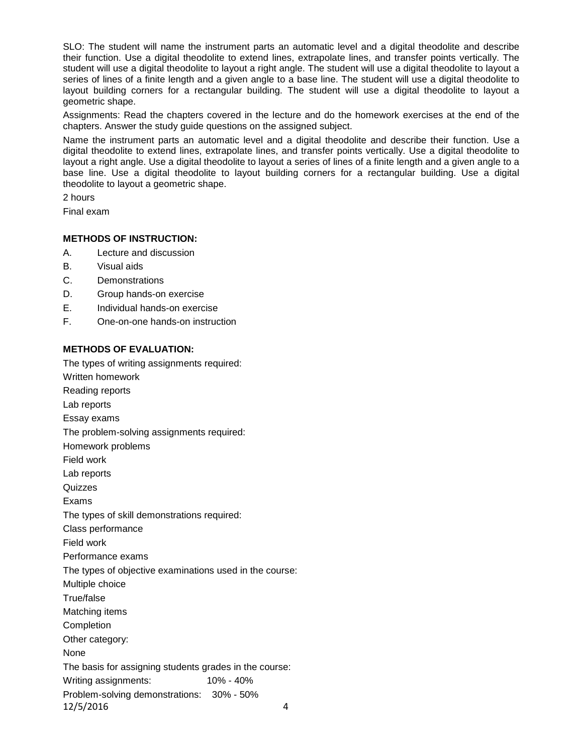SLO: The student will name the instrument parts an automatic level and a digital theodolite and describe their function. Use a digital theodolite to extend lines, extrapolate lines, and transfer points vertically. The student will use a digital theodolite to layout a right angle. The student will use a digital theodolite to layout a series of lines of a finite length and a given angle to a base line. The student will use a digital theodolite to layout building corners for a rectangular building. The student will use a digital theodolite to layout a geometric shape.

Assignments: Read the chapters covered in the lecture and do the homework exercises at the end of the chapters. Answer the study guide questions on the assigned subject.

Name the instrument parts an automatic level and a digital theodolite and describe their function. Use a digital theodolite to extend lines, extrapolate lines, and transfer points vertically. Use a digital theodolite to layout a right angle. Use a digital theodolite to layout a series of lines of a finite length and a given angle to a base line. Use a digital theodolite to layout building corners for a rectangular building. Use a digital theodolite to layout a geometric shape.

2 hours

Final exam

**METHODS OF INSTRUCTION:**

A. Lecture and discussion
B. Visual aids
C. Demonstrations
D. Group hands-on exercise
E. Individual hands-on exercise
F. One-on-one hands-on instruction

**METHODS OF EVALUATION:**

The types of writing assignments required:

Written homework

Reading reports

Lab reports

Essay exams

The problem-solving assignments required:

Homework problems

Field work

Lab reports

Quizzes

Exams

The types of skill demonstrations required:

Class performance

Field work

Performance exams

The types of objective examinations used in the course:

Multiple choice

True/false

Matching items

Completion

Other category:

None

The basis for assigning students grades in the course:

Writing assignments: 10% - 40%

Problem-solving demonstrations: 30% - 50%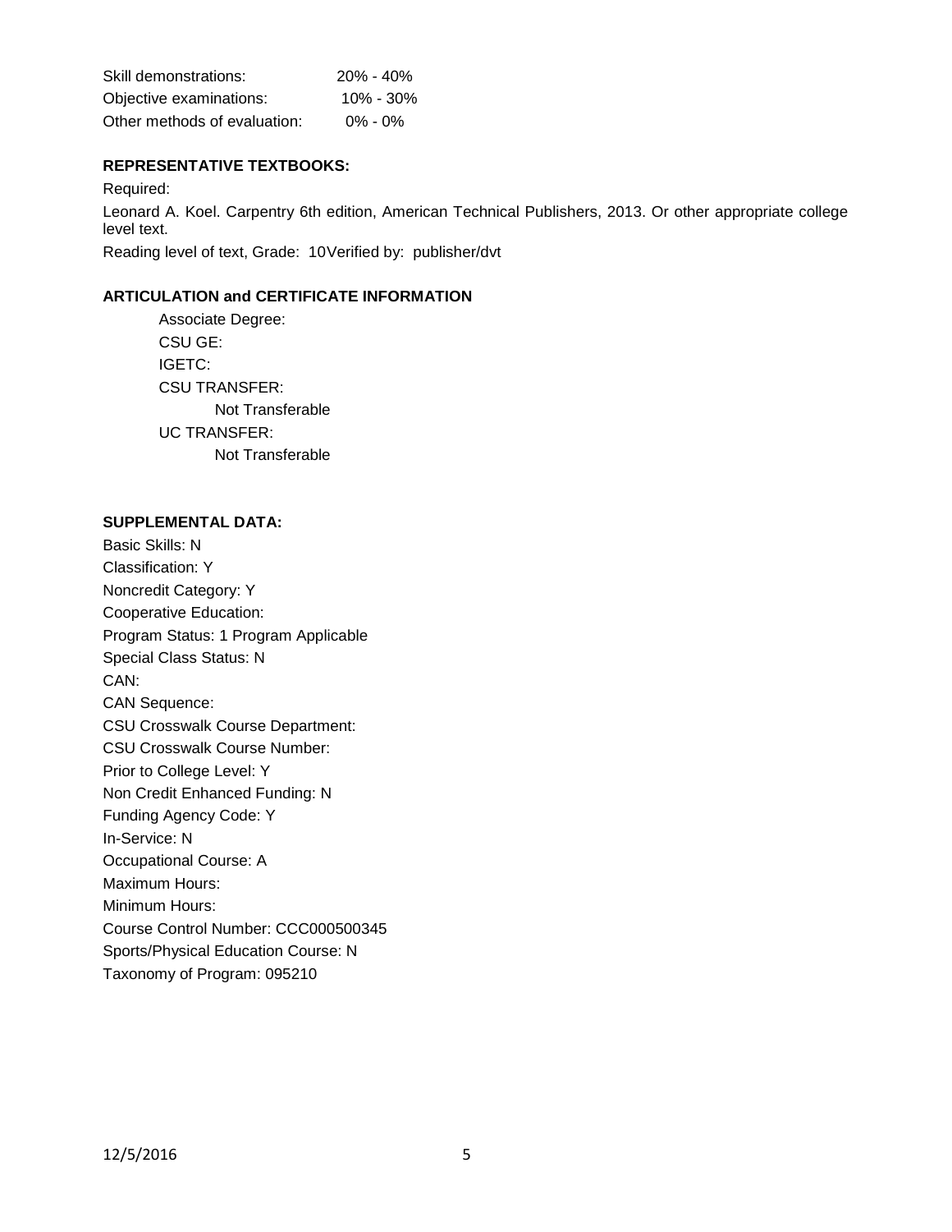| | |
|---|---|
| Skill demonstrations: | 20% - 40% |
| Objective examinations: | 10% - 30% |
| Other methods of evaluation: | 0% - 0% |

**REPRESENTATIVE TEXTBOOKS:**

Required:

Leonard A. Koel. Carpentry 6th edition, American Technical Publishers, 2013. Or other appropriate college level text.

Reading level of text, Grade: 10Verified by: publisher/dvt

**ARTICULATION and CERTIFICATE INFORMATION**

Associate Degree:
CSU GE:
IGETC:
CSU TRANSFER:
Not Transferable
UC TRANSFER:
Not Transferable

**SUPPLEMENTAL DATA:**

Basic Skills: N
Classification: Y
Noncredit Category: Y
Cooperative Education:
Program Status: 1 Program Applicable
Special Class Status: N
CAN:
CAN Sequence:
CSU Crosswalk Course Department:
CSU Crosswalk Course Number:
Prior to College Level: Y
Non Credit Enhanced Funding: N
Funding Agency Code: Y
In-Service: N
Occupational Course: A
Maximum Hours:
Minimum Hours:
Course Control Number: CCC000500345
Sports/Physical Education Course: N
Taxonomy of Program: 095210